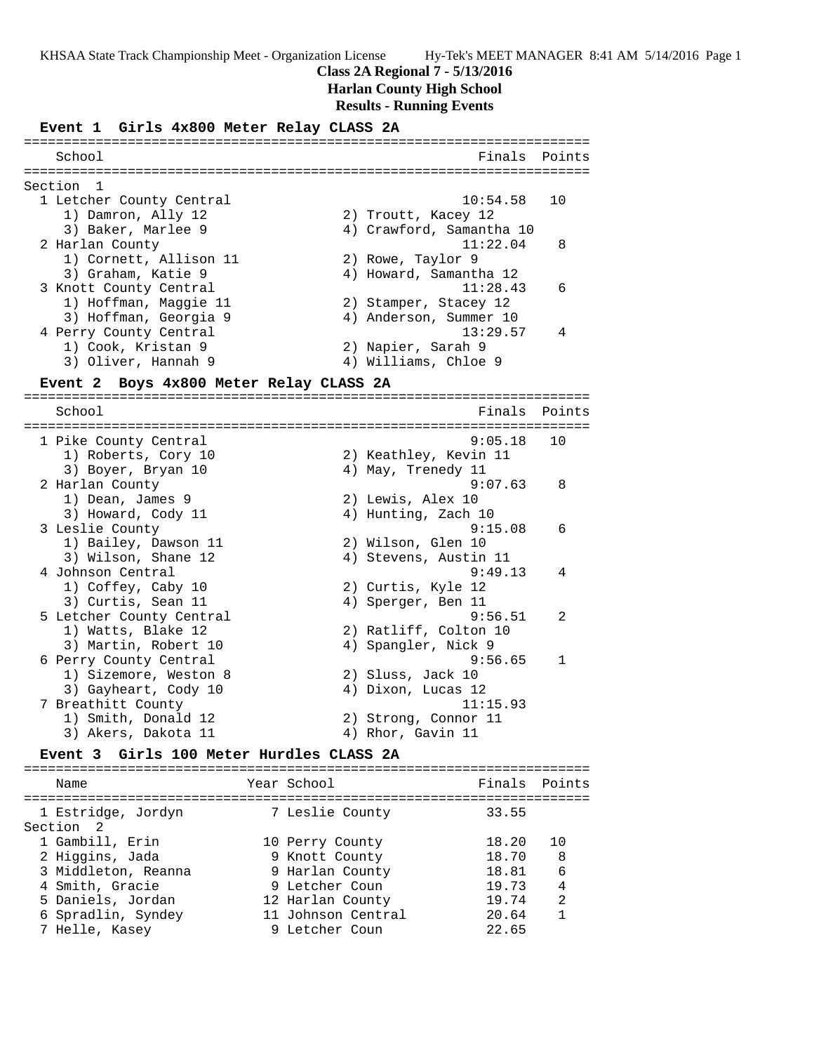KHSAA State Track Championship Meet - Organization License    Hy-Tek's MEET MANAGER 8:41 AM 5/14/2016 Page 1

# Class 2A Regional 7 - 5/13/2016
## Harlan County High School
### Results - Running Events

### Event 1 Girls 4x800 Meter Relay CLASS 2A

| School | Finals | Points |
|---|---|---|
| **Section 1** | | |
| 1 Letcher County Central | 10:54.58 | 10 |
| 1) Damron, Ally 12; 2) Troutt, Kacey 12; 3) Baker, Marlee 9; 4) Crawford, Samantha 10 | | |
| 2 Harlan County | 11:22.04 | 8 |
| 1) Cornett, Allison 11; 2) Rowe, Taylor 9; 3) Graham, Katie 9; 4) Howard, Samantha 12 | | |
| 3 Knott County Central | 11:28.43 | 6 |
| 1) Hoffman, Maggie 11; 2) Stamper, Stacey 12; 3) Hoffman, Georgia 9; 4) Anderson, Summer 10 | | |
| 4 Perry County Central | 13:29.57 | 4 |
| 1) Cook, Kristan 9; 2) Napier, Sarah 9; 3) Oliver, Hannah 9; 4) Williams, Chloe 9 | | |

### Event 2 Boys 4x800 Meter Relay CLASS 2A

| School | Finals | Points |
|---|---|---|
| 1 Pike County Central | 9:05.18 | 10 |
| 1) Roberts, Cory 10; 2) Keathley, Kevin 11; 3) Boyer, Bryan 10; 4) May, Trenedy 11 | | |
| 2 Harlan County | 9:07.63 | 8 |
| 1) Dean, James 9; 2) Lewis, Alex 10; 3) Howard, Cody 11; 4) Hunting, Zach 10 | | |
| 3 Leslie County | 9:15.08 | 6 |
| 1) Bailey, Dawson 11; 2) Wilson, Glen 10; 3) Wilson, Shane 12; 4) Stevens, Austin 11 | | |
| 4 Johnson Central | 9:49.13 | 4 |
| 1) Coffey, Caby 10; 2) Curtis, Kyle 12; 3) Curtis, Sean 11; 4) Sperger, Ben 11 | | |
| 5 Letcher County Central | 9:56.51 | 2 |
| 1) Watts, Blake 12; 2) Ratliff, Colton 10; 3) Martin, Robert 10; 4) Spangler, Nick 9 | | |
| 6 Perry County Central | 9:56.65 | 1 |
| 1) Sizemore, Weston 8; 2) Sluss, Jack 10; 3) Gayheart, Cody 10; 4) Dixon, Lucas 12 | | |
| 7 Breathitt County | 11:15.93 | |
| 1) Smith, Donald 12; 2) Strong, Connor 11; 3) Akers, Dakota 11; 4) Rhor, Gavin 11 | | |

### Event 3 Girls 100 Meter Hurdles CLASS 2A

| Name | Year | School | Finals | Points |
|---|---|---|---|---|
| 1 Estridge, Jordyn | 7 | Leslie County | 33.55 | |
| **Section 2** | | | | |
| 1 Gambill, Erin | 10 | Perry County | 18.20 | 10 |
| 2 Higgins, Jada | 9 | Knott County | 18.70 | 8 |
| 3 Middleton, Reanna | 9 | Harlan County | 18.81 | 6 |
| 4 Smith, Gracie | 9 | Letcher Coun | 19.73 | 4 |
| 5 Daniels, Jordan | 12 | Harlan County | 19.74 | 2 |
| 6 Spradlin, Syndey | 11 | Johnson Central | 20.64 | 1 |
| 7 Helle, Kasey | 9 | Letcher Coun | 22.65 | |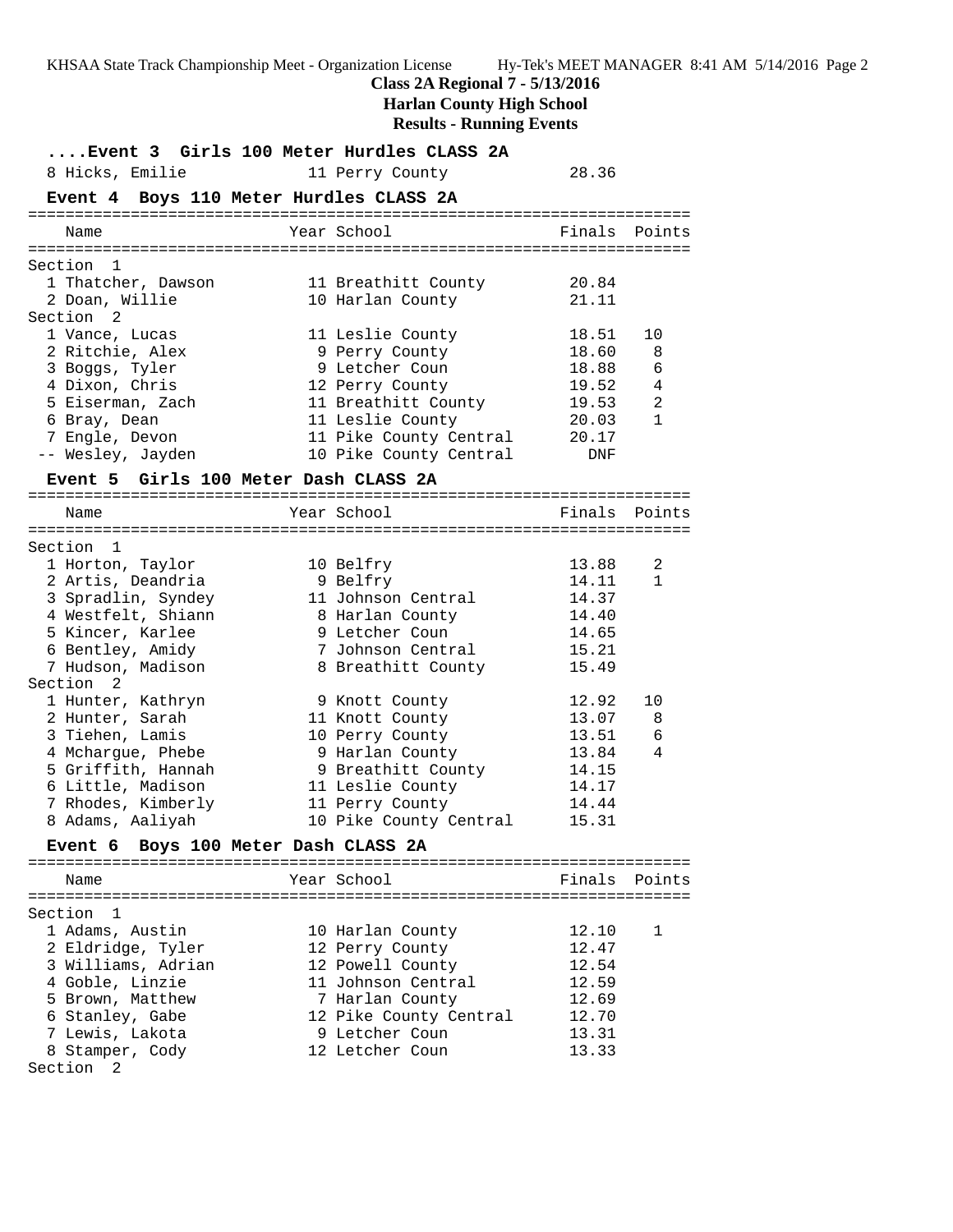## Class 2A Regional 7 - 5/13/2016
## Harlan County High School
## Results - Running Events

### ....Event 3 Girls 100 Meter Hurdles CLASS 2A

| Name | Year | School | Finals | Points |
|---|---|---|---|---|
| 8 Hicks, Emilie | 11 | Perry County | 28.36 | |

### Event 4 Boys 110 Meter Hurdles CLASS 2A

| Name | Year | School | Finals | Points |
|---|---|---|---|---|
| **Section 1** | | | | |
| 1 Thatcher, Dawson | 11 | Breathitt County | 20.84 | |
| 2 Doan, Willie | 10 | Harlan County | 21.11 | |
| **Section 2** | | | | |
| 1 Vance, Lucas | 11 | Leslie County | 18.51 | 10 |
| 2 Ritchie, Alex | 9 | Perry County | 18.60 | 8 |
| 3 Boggs, Tyler | 9 | Letcher Coun | 18.88 | 6 |
| 4 Dixon, Chris | 12 | Perry County | 19.52 | 4 |
| 5 Eiserman, Zach | 11 | Breathitt County | 19.53 | 2 |
| 6 Bray, Dean | 11 | Leslie County | 20.03 | 1 |
| 7 Engle, Devon | 11 | Pike County Central | 20.17 | |
| -- Wesley, Jayden | 10 | Pike County Central | DNF | |

### Event 5 Girls 100 Meter Dash CLASS 2A

| Name | Year | School | Finals | Points |
|---|---|---|---|---|
| **Section 1** | | | | |
| 1 Horton, Taylor | 10 | Belfry | 13.88 | 2 |
| 2 Artis, Deandria | 9 | Belfry | 14.11 | 1 |
| 3 Spradlin, Syndey | 11 | Johnson Central | 14.37 | |
| 4 Westfelt, Shiann | 8 | Harlan County | 14.40 | |
| 5 Kincer, Karlee | 9 | Letcher Coun | 14.65 | |
| 6 Bentley, Amidy | 7 | Johnson Central | 15.21 | |
| 7 Hudson, Madison | 8 | Breathitt County | 15.49 | |
| **Section 2** | | | | |
| 1 Hunter, Kathryn | 9 | Knott County | 12.92 | 10 |
| 2 Hunter, Sarah | 11 | Knott County | 13.07 | 8 |
| 3 Tiehen, Lamis | 10 | Perry County | 13.51 | 6 |
| 4 Mchargue, Phebe | 9 | Harlan County | 13.84 | 4 |
| 5 Griffith, Hannah | 9 | Breathitt County | 14.15 | |
| 6 Little, Madison | 11 | Leslie County | 14.17 | |
| 7 Rhodes, Kimberly | 11 | Perry County | 14.44 | |
| 8 Adams, Aaliyah | 10 | Pike County Central | 15.31 | |

### Event 6 Boys 100 Meter Dash CLASS 2A

| Name | Year | School | Finals | Points |
|---|---|---|---|---|
| **Section 1** | | | | |
| 1 Adams, Austin | 10 | Harlan County | 12.10 | 1 |
| 2 Eldridge, Tyler | 12 | Perry County | 12.47 | |
| 3 Williams, Adrian | 12 | Powell County | 12.54 | |
| 4 Goble, Linzie | 11 | Johnson Central | 12.59 | |
| 5 Brown, Matthew | 7 | Harlan County | 12.69 | |
| 6 Stanley, Gabe | 12 | Pike County Central | 12.70 | |
| 7 Lewis, Lakota | 9 | Letcher Coun | 13.31 | |
| 8 Stamper, Cody | 12 | Letcher Coun | 13.33 | |
| **Section 2** | | | | |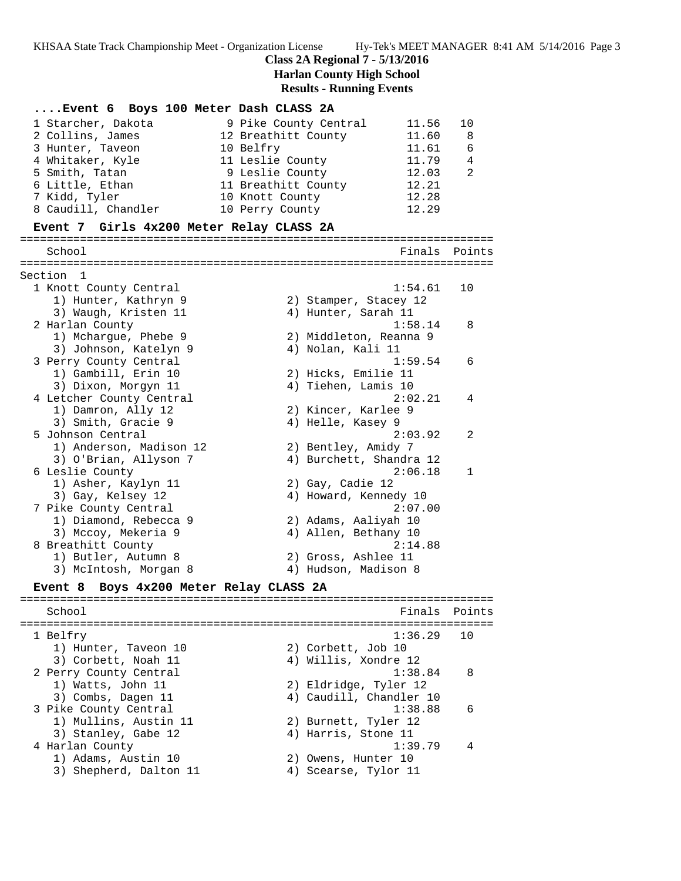**Class 2A Regional 7 - 5/13/2016**
**Harlan County High School**
**Results - Running Events**

### ....Event 6 Boys 100 Meter Dash CLASS 2A

| Place | Name | Year | School | Finals | Points |
|---|---|---|---|---|---|
| 1 | Starcher, Dakota | 9 | Pike County Central | 11.56 | 10 |
| 2 | Collins, James | 12 | Breathitt County | 11.60 | 8 |
| 3 | Hunter, Taveon | 10 | Belfry | 11.61 | 6 |
| 4 | Whitaker, Kyle | 11 | Leslie County | 11.79 | 4 |
| 5 | Smith, Tatan | 9 | Leslie County | 12.03 | 2 |
| 6 | Little, Ethan | 11 | Breathitt County | 12.21 | |
| 7 | Kidd, Tyler | 10 | Knott County | 12.28 | |
| 8 | Caudill, Chandler | 10 | Perry County | 12.29 | |

### Event 7 Girls 4x200 Meter Relay CLASS 2A

Section 1

| Place | School | Finals | Points |
|---|---|---|---|
| 1 | Knott County Central | 1:54.61 | 10 |
| | 1) Hunter, Kathryn 9; 2) Stamper, Stacey 12; 3) Waugh, Kristen 11; 4) Hunter, Sarah 11 | | |
| 2 | Harlan County | 1:58.14 | 8 |
| | 1) Mchargue, Phebe 9; 2) Middleton, Reanna 9; 3) Johnson, Katelyn 9; 4) Nolan, Kali 11 | | |
| 3 | Perry County Central | 1:59.54 | 6 |
| | 1) Gambill, Erin 10; 2) Hicks, Emilie 11; 3) Dixon, Morgyn 11; 4) Tiehen, Lamis 10 | | |
| 4 | Letcher County Central | 2:02.21 | 4 |
| | 1) Damron, Ally 12; 2) Kincer, Karlee 9; 3) Smith, Gracie 9; 4) Helle, Kasey 9 | | |
| 5 | Johnson Central | 2:03.92 | 2 |
| | 1) Anderson, Madison 12; 2) Bentley, Amidy 7; 3) O'Brian, Allyson 7; 4) Burchett, Shandra 12 | | |
| 6 | Leslie County | 2:06.18 | 1 |
| | 1) Asher, Kaylyn 11; 2) Gay, Cadie 12; 3) Gay, Kelsey 12; 4) Howard, Kennedy 10 | | |
| 7 | Pike County Central | 2:07.00 | |
| | 1) Diamond, Rebecca 9; 2) Adams, Aaliyah 10; 3) Mccoy, Mekeria 9; 4) Allen, Bethany 10 | | |
| 8 | Breathitt County | 2:14.88 | |
| | 1) Butler, Autumn 8; 2) Gross, Ashlee 11; 3) McIntosh, Morgan 8; 4) Hudson, Madison 8 | | |

### Event 8 Boys 4x200 Meter Relay CLASS 2A

| Place | School | Finals | Points |
|---|---|---|---|
| 1 | Belfry | 1:36.29 | 10 |
| | 1) Hunter, Taveon 10; 2) Corbett, Job 10; 3) Corbett, Noah 11; 4) Willis, Xondre 12 | | |
| 2 | Perry County Central | 1:38.84 | 8 |
| | 1) Watts, John 11; 2) Eldridge, Tyler 12; 3) Combs, Dagen 11; 4) Caudill, Chandler 10 | | |
| 3 | Pike County Central | 1:38.88 | 6 |
| | 1) Mullins, Austin 11; 2) Burnett, Tyler 12; 3) Stanley, Gabe 12; 4) Harris, Stone 11 | | |
| 4 | Harlan County | 1:39.79 | 4 |
| | 1) Adams, Austin 10; 2) Owens, Hunter 10; 3) Shepherd, Dalton 11; 4) Scearse, Tylor 11 | | |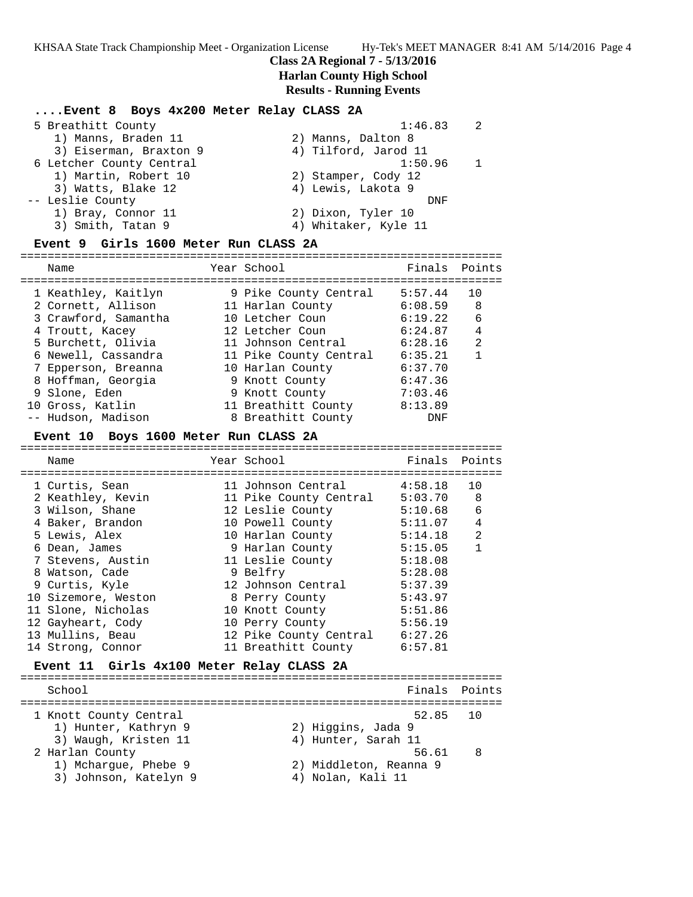## Class 2A Regional 7 - 5/13/2016

## Harlan County High School

## Results - Running Events

### ....Event 8 Boys 4x200 Meter Relay CLASS 2A

| School | Finals | Points |
|---|---|---|
| 5 Breathitt County | 1:46.83 | 2 |
| 1) Manns, Braden 11; 2) Manns, Dalton 8; 3) Eiserman, Braxton 9; 4) Tilford, Jarod 11 | | |
| 6 Letcher County Central | 1:50.96 | 1 |
| 1) Martin, Robert 10; 2) Stamper, Cody 12; 3) Watts, Blake 12; 4) Lewis, Lakota 9 | | |
| -- Leslie County | DNF | |
| 1) Bray, Connor 11; 2) Dixon, Tyler 10; 3) Smith, Tatan 9; 4) Whitaker, Kyle 11 | | |

### Event 9 Girls 1600 Meter Run CLASS 2A

| | Name | Year | School | Finals | Points |
|---|---|---|---|---|---|
| 1 | Keathley, Kaitlyn | 9 | Pike County Central | 5:57.44 | 10 |
| 2 | Cornett, Allison | 11 | Harlan County | 6:08.59 | 8 |
| 3 | Crawford, Samantha | 10 | Letcher Coun | 6:19.22 | 6 |
| 4 | Troutt, Kacey | 12 | Letcher Coun | 6:24.87 | 4 |
| 5 | Burchett, Olivia | 11 | Johnson Central | 6:28.16 | 2 |
| 6 | Newell, Cassandra | 11 | Pike County Central | 6:35.21 | 1 |
| 7 | Epperson, Breanna | 10 | Harlan County | 6:37.70 | |
| 8 | Hoffman, Georgia | 9 | Knott County | 6:47.36 | |
| 9 | Slone, Eden | 9 | Knott County | 7:03.46 | |
| 10 | Gross, Katlin | 11 | Breathitt County | 8:13.89 | |
| -- | Hudson, Madison | 8 | Breathitt County | DNF | |

### Event 10 Boys 1600 Meter Run CLASS 2A

| | Name | Year | School | Finals | Points |
|---|---|---|---|---|---|
| 1 | Curtis, Sean | 11 | Johnson Central | 4:58.18 | 10 |
| 2 | Keathley, Kevin | 11 | Pike County Central | 5:03.70 | 8 |
| 3 | Wilson, Shane | 12 | Leslie County | 5:10.68 | 6 |
| 4 | Baker, Brandon | 10 | Powell County | 5:11.07 | 4 |
| 5 | Lewis, Alex | 10 | Harlan County | 5:14.18 | 2 |
| 6 | Dean, James | 9 | Harlan County | 5:15.05 | 1 |
| 7 | Stevens, Austin | 11 | Leslie County | 5:18.08 | |
| 8 | Watson, Cade | 9 | Belfry | 5:28.08 | |
| 9 | Curtis, Kyle | 12 | Johnson Central | 5:37.39 | |
| 10 | Sizemore, Weston | 8 | Perry County | 5:43.97 | |
| 11 | Slone, Nicholas | 10 | Knott County | 5:51.86 | |
| 12 | Gayheart, Cody | 10 | Perry County | 5:56.19 | |
| 13 | Mullins, Beau | 12 | Pike County Central | 6:27.26 | |
| 14 | Strong, Connor | 11 | Breathitt County | 6:57.81 | |

### Event 11 Girls 4x100 Meter Relay CLASS 2A

| School | Finals | Points |
|---|---|---|
| 1 Knott County Central | 52.85 | 10 |
| 1) Hunter, Kathryn 9; 2) Higgins, Jada 9; 3) Waugh, Kristen 11; 4) Hunter, Sarah 11 | | |
| 2 Harlan County | 56.61 | 8 |
| 1) Mchargue, Phebe 9; 2) Middleton, Reanna 9; 3) Johnson, Katelyn 9; 4) Nolan, Kali 11 | | |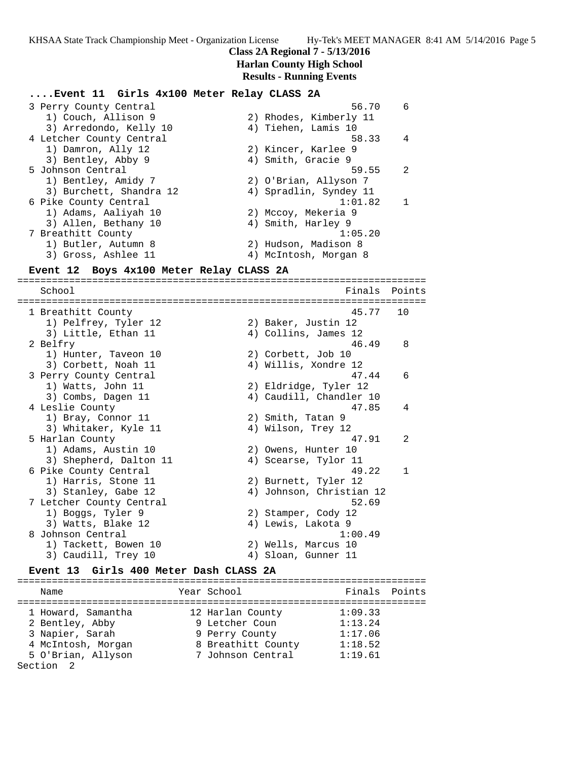## Class 2A Regional 7 - 5/13/2016
## Harlan County High School
## Results - Running Events

### ....Event 11 Girls 4x100 Meter Relay CLASS 2A

| School | Finals | Points |
|---|---|---|
| 3 Perry County Central | 56.70 | 6 |
| 1) Couch, Allison 9; 2) Rhodes, Kimberly 11; 3) Arredondo, Kelly 10; 4) Tiehen, Lamis 10 | | |
| 4 Letcher County Central | 58.33 | 4 |
| 1) Damron, Ally 12; 2) Kincer, Karlee 9; 3) Bentley, Abby 9; 4) Smith, Gracie 9 | | |
| 5 Johnson Central | 59.55 | 2 |
| 1) Bentley, Amidy 7; 2) O'Brian, Allyson 7; 3) Burchett, Shandra 12; 4) Spradlin, Syndey 11 | | |
| 6 Pike County Central | 1:01.82 | 1 |
| 1) Adams, Aaliyah 10; 2) Mccoy, Mekeria 9; 3) Allen, Bethany 10; 4) Smith, Harley 9 | | |
| 7 Breathitt County | 1:05.20 | |
| 1) Butler, Autumn 8; 2) Hudson, Madison 8; 3) Gross, Ashlee 11; 4) McIntosh, Morgan 8 | | |

### Event 12 Boys 4x100 Meter Relay CLASS 2A

| School | Finals | Points |
|---|---|---|
| 1 Breathitt County | 45.77 | 10 |
| 1) Pelfrey, Tyler 12; 2) Baker, Justin 12; 3) Little, Ethan 11; 4) Collins, James 12 | | |
| 2 Belfry | 46.49 | 8 |
| 1) Hunter, Taveon 10; 2) Corbett, Job 10; 3) Corbett, Noah 11; 4) Willis, Xondre 12 | | |
| 3 Perry County Central | 47.44 | 6 |
| 1) Watts, John 11; 2) Eldridge, Tyler 12; 3) Combs, Dagen 11; 4) Caudill, Chandler 10 | | |
| 4 Leslie County | 47.85 | 4 |
| 1) Bray, Connor 11; 2) Smith, Tatan 9; 3) Whitaker, Kyle 11; 4) Wilson, Trey 12 | | |
| 5 Harlan County | 47.91 | 2 |
| 1) Adams, Austin 10; 2) Owens, Hunter 10; 3) Shepherd, Dalton 11; 4) Scearse, Tylor 11 | | |
| 6 Pike County Central | 49.22 | 1 |
| 1) Harris, Stone 11; 2) Burnett, Tyler 12; 3) Stanley, Gabe 12; 4) Johnson, Christian 12 | | |
| 7 Letcher County Central | 52.69 | |
| 1) Boggs, Tyler 9; 2) Stamper, Cody 12; 3) Watts, Blake 12; 4) Lewis, Lakota 9 | | |
| 8 Johnson Central | 1:00.49 | |
| 1) Tackett, Bowen 10; 2) Wells, Marcus 10; 3) Caudill, Trey 10; 4) Sloan, Gunner 11 | | |

### Event 13 Girls 400 Meter Dash CLASS 2A

| Name | Year | School | Finals | Points |
|---|---|---|---|---|
| 1 Howard, Samantha | 12 | Harlan County | 1:09.33 | |
| 2 Bentley, Abby | 9 | Letcher Coun | 1:13.24 | |
| 3 Napier, Sarah | 9 | Perry County | 1:17.06 | |
| 4 McIntosh, Morgan | 8 | Breathitt County | 1:18.52 | |
| 5 O'Brian, Allyson | 7 | Johnson Central | 1:19.61 | |

Section 2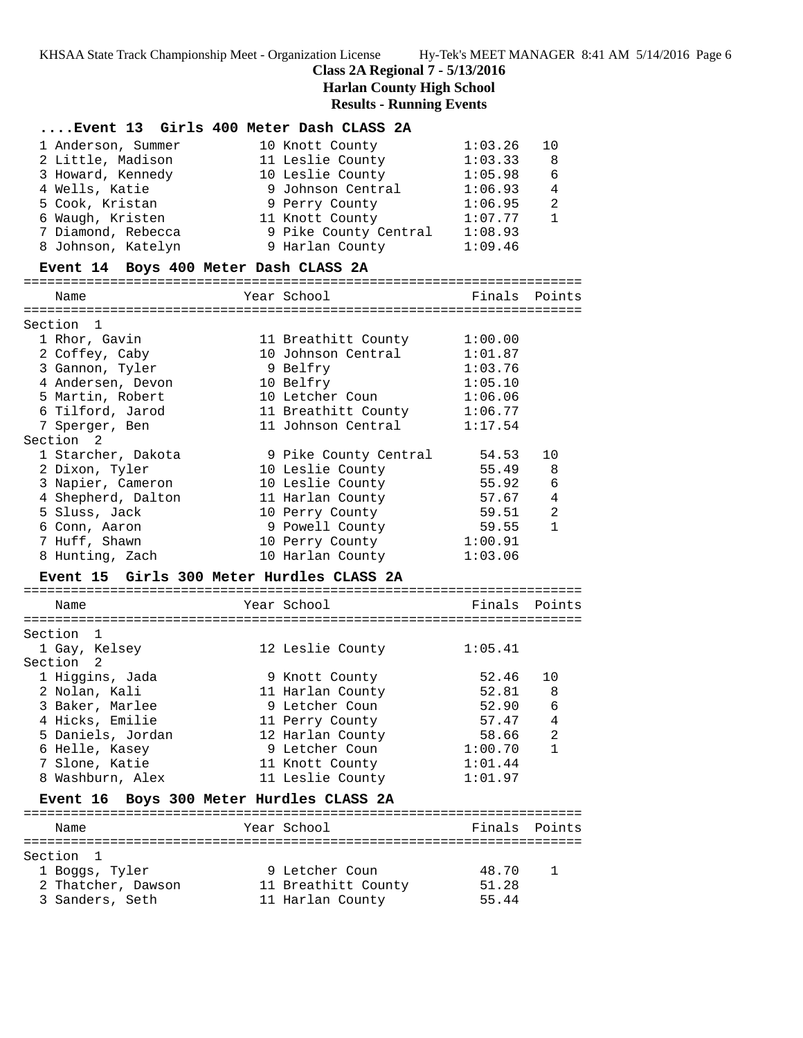## Class 2A Regional 7 - 5/13/2016
## Harlan County High School
## Results - Running Events

### ....Event 13 Girls 400 Meter Dash CLASS 2A

| Place | Name | Year | School | Finals | Points |
|---|---|---|---|---|---|
| 1 | Anderson, Summer | 10 | Knott County | 1:03.26 | 10 |
| 2 | Little, Madison | 11 | Leslie County | 1:03.33 | 8 |
| 3 | Howard, Kennedy | 10 | Leslie County | 1:05.98 | 6 |
| 4 | Wells, Katie | 9 | Johnson Central | 1:06.93 | 4 |
| 5 | Cook, Kristan | 9 | Perry County | 1:06.95 | 2 |
| 6 | Waugh, Kristen | 11 | Knott County | 1:07.77 | 1 |
| 7 | Diamond, Rebecca | 9 | Pike County Central | 1:08.93 | |
| 8 | Johnson, Katelyn | 9 | Harlan County | 1:09.46 | |

### Event 14 Boys 400 Meter Dash CLASS 2A

| Place | Name | Year | School | Finals | Points |
|---|---|---|---|---|---|
| **Section 1** | | | | | |
| 1 | Rhor, Gavin | 11 | Breathitt County | 1:00.00 | |
| 2 | Coffey, Caby | 10 | Johnson Central | 1:01.87 | |
| 3 | Gannon, Tyler | 9 | Belfry | 1:03.76 | |
| 4 | Andersen, Devon | 10 | Belfry | 1:05.10 | |
| 5 | Martin, Robert | 10 | Letcher Coun | 1:06.06 | |
| 6 | Tilford, Jarod | 11 | Breathitt County | 1:06.77 | |
| 7 | Sperger, Ben | 11 | Johnson Central | 1:17.54 | |
| **Section 2** | | | | | |
| 1 | Starcher, Dakota | 9 | Pike County Central | 54.53 | 10 |
| 2 | Dixon, Tyler | 10 | Leslie County | 55.49 | 8 |
| 3 | Napier, Cameron | 10 | Leslie County | 55.92 | 6 |
| 4 | Shepherd, Dalton | 11 | Harlan County | 57.67 | 4 |
| 5 | Sluss, Jack | 10 | Perry County | 59.51 | 2 |
| 6 | Conn, Aaron | 9 | Powell County | 59.55 | 1 |
| 7 | Huff, Shawn | 10 | Perry County | 1:00.91 | |
| 8 | Hunting, Zach | 10 | Harlan County | 1:03.06 | |

### Event 15 Girls 300 Meter Hurdles CLASS 2A

| Place | Name | Year | School | Finals | Points |
|---|---|---|---|---|---|
| **Section 1** | | | | | |
| 1 | Gay, Kelsey | 12 | Leslie County | 1:05.41 | |
| **Section 2** | | | | | |
| 1 | Higgins, Jada | 9 | Knott County | 52.46 | 10 |
| 2 | Nolan, Kali | 11 | Harlan County | 52.81 | 8 |
| 3 | Baker, Marlee | 9 | Letcher Coun | 52.90 | 6 |
| 4 | Hicks, Emilie | 11 | Perry County | 57.47 | 4 |
| 5 | Daniels, Jordan | 12 | Harlan County | 58.66 | 2 |
| 6 | Helle, Kasey | 9 | Letcher Coun | 1:00.70 | 1 |
| 7 | Slone, Katie | 11 | Knott County | 1:01.44 | |
| 8 | Washburn, Alex | 11 | Leslie County | 1:01.97 | |

### Event 16 Boys 300 Meter Hurdles CLASS 2A

| Place | Name | Year | School | Finals | Points |
|---|---|---|---|---|---|
| **Section 1** | | | | | |
| 1 | Boggs, Tyler | 9 | Letcher Coun | 48.70 | 1 |
| 2 | Thatcher, Dawson | 11 | Breathitt County | 51.28 | |
| 3 | Sanders, Seth | 11 | Harlan County | 55.44 | |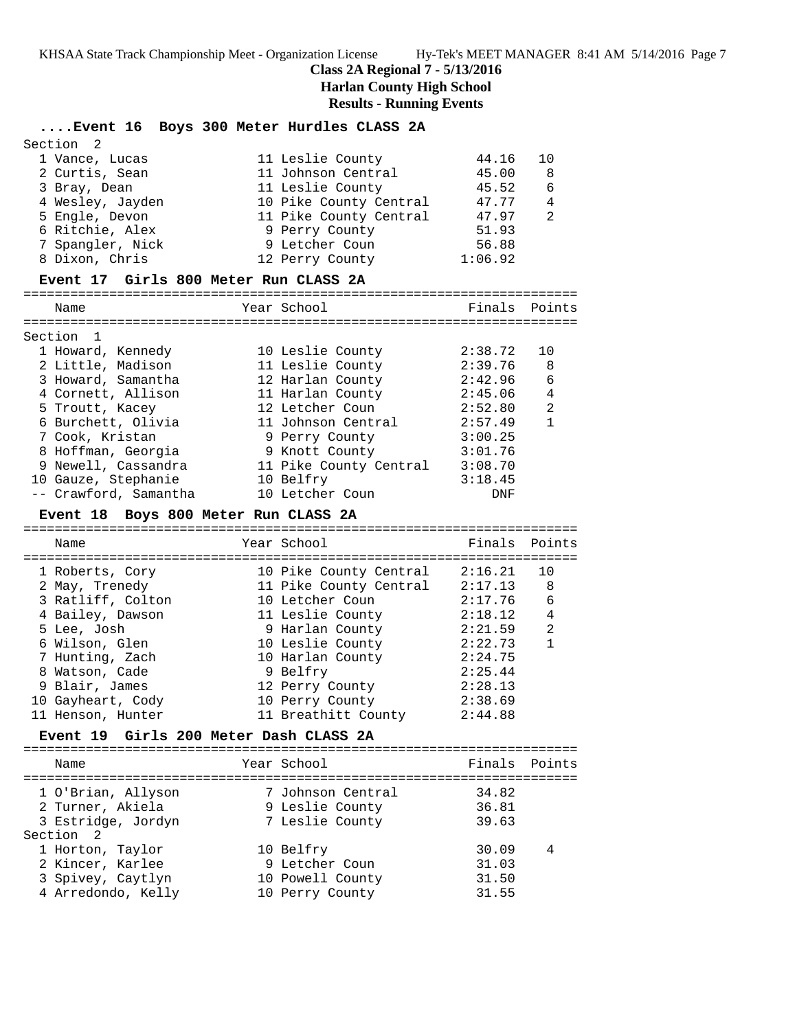## Class 2A Regional 7 - 5/13/2016
## Harlan County High School
## Results - Running Events

### ....Event 16 Boys 300 Meter Hurdles CLASS 2A

Section 2

| Place | Name | Year | School | Finals | Points |
|---|---|---|---|---|---|
| 1 | Vance, Lucas | 11 | Leslie County | 44.16 | 10 |
| 2 | Curtis, Sean | 11 | Johnson Central | 45.00 | 8 |
| 3 | Bray, Dean | 11 | Leslie County | 45.52 | 6 |
| 4 | Wesley, Jayden | 10 | Pike County Central | 47.77 | 4 |
| 5 | Engle, Devon | 11 | Pike County Central | 47.97 | 2 |
| 6 | Ritchie, Alex | 9 | Perry County | 51.93 | |
| 7 | Spangler, Nick | 9 | Letcher Coun | 56.88 | |
| 8 | Dixon, Chris | 12 | Perry County | 1:06.92 | |

### Event 17 Girls 800 Meter Run CLASS 2A

Section 1

| Place | Name | Year | School | Finals | Points |
|---|---|---|---|---|---|
| 1 | Howard, Kennedy | 10 | Leslie County | 2:38.72 | 10 |
| 2 | Little, Madison | 11 | Leslie County | 2:39.76 | 8 |
| 3 | Howard, Samantha | 12 | Harlan County | 2:42.96 | 6 |
| 4 | Cornett, Allison | 11 | Harlan County | 2:45.06 | 4 |
| 5 | Troutt, Kacey | 12 | Letcher Coun | 2:52.80 | 2 |
| 6 | Burchett, Olivia | 11 | Johnson Central | 2:57.49 | 1 |
| 7 | Cook, Kristan | 9 | Perry County | 3:00.25 | |
| 8 | Hoffman, Georgia | 9 | Knott County | 3:01.76 | |
| 9 | Newell, Cassandra | 11 | Pike County Central | 3:08.70 | |
| 10 | Gauze, Stephanie | 10 | Belfry | 3:18.45 | |
| -- | Crawford, Samantha | 10 | Letcher Coun | DNF | |

### Event 18 Boys 800 Meter Run CLASS 2A

| Place | Name | Year | School | Finals | Points |
|---|---|---|---|---|---|
| 1 | Roberts, Cory | 10 | Pike County Central | 2:16.21 | 10 |
| 2 | May, Trenedy | 11 | Pike County Central | 2:17.13 | 8 |
| 3 | Ratliff, Colton | 10 | Letcher Coun | 2:17.76 | 6 |
| 4 | Bailey, Dawson | 11 | Leslie County | 2:18.12 | 4 |
| 5 | Lee, Josh | 9 | Harlan County | 2:21.59 | 2 |
| 6 | Wilson, Glen | 10 | Leslie County | 2:22.73 | 1 |
| 7 | Hunting, Zach | 10 | Harlan County | 2:24.75 | |
| 8 | Watson, Cade | 9 | Belfry | 2:25.44 | |
| 9 | Blair, James | 12 | Perry County | 2:28.13 | |
| 10 | Gayheart, Cody | 10 | Perry County | 2:38.69 | |
| 11 | Henson, Hunter | 11 | Breathitt County | 2:44.88 | |

### Event 19 Girls 200 Meter Dash CLASS 2A

| Place | Name | Year | School | Finals | Points |
|---|---|---|---|---|---|
| 1 | O'Brian, Allyson | 7 | Johnson Central | 34.82 | |
| 2 | Turner, Akiela | 9 | Leslie County | 36.81 | |
| 3 | Estridge, Jordyn | 7 | Leslie County | 39.63 | |

Section 2

| Place | Name | Year | School | Finals | Points |
|---|---|---|---|---|---|
| 1 | Horton, Taylor | 10 | Belfry | 30.09 | 4 |
| 2 | Kincer, Karlee | 9 | Letcher Coun | 31.03 | |
| 3 | Spivey, Caytlyn | 10 | Powell County | 31.50 | |
| 4 | Arredondo, Kelly | 10 | Perry County | 31.55 | |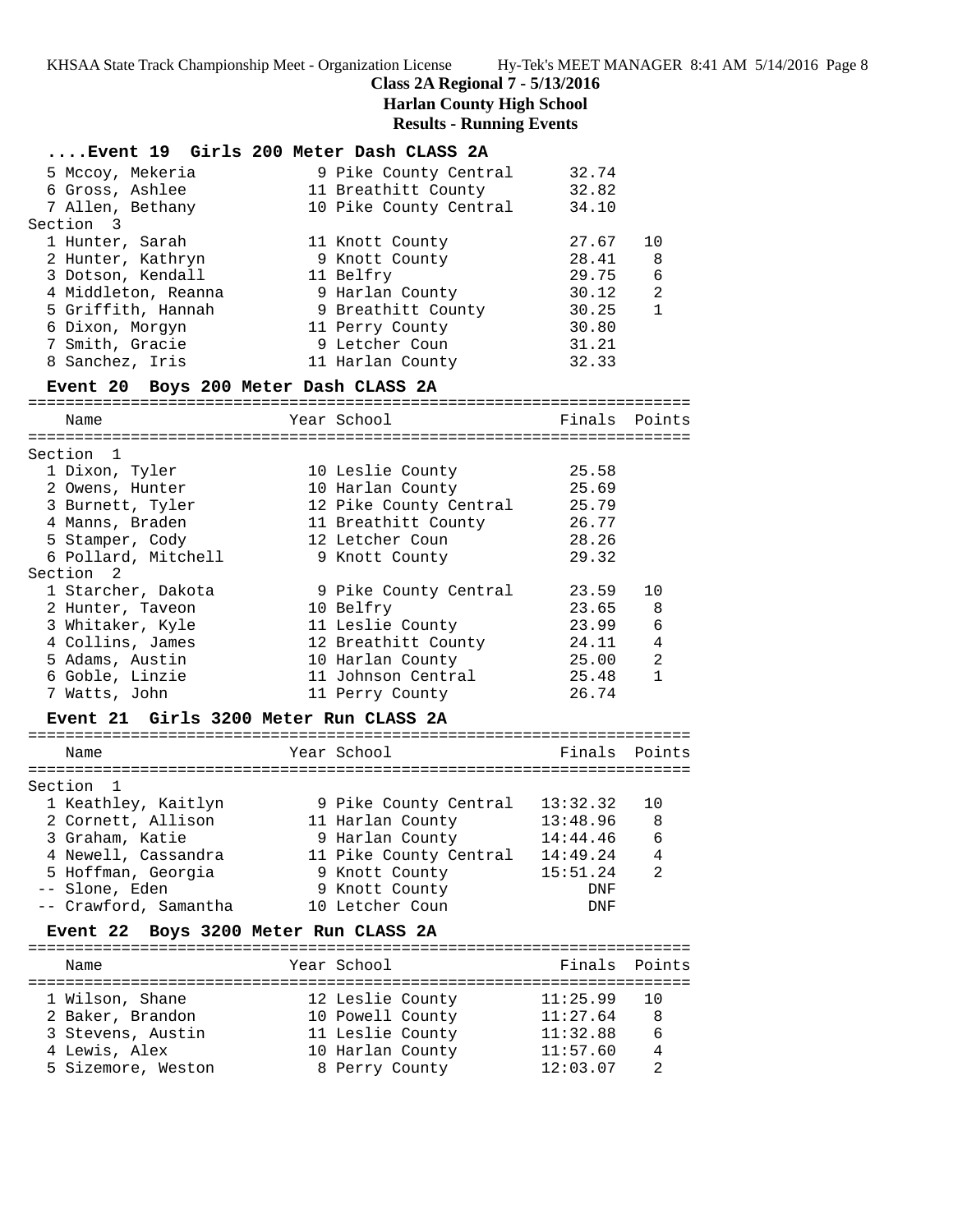**Class 2A Regional 7 - 5/13/2016**
**Harlan County High School**
**Results - Running Events**

### ....Event 19 Girls 200 Meter Dash CLASS 2A

| Place | Name | Year | School | Finals | Points |
|---|---|---|---|---|---|
| 5 | Mccoy, Mekeria | 9 | Pike County Central | 32.74 | |
| 6 | Gross, Ashlee | 11 | Breathitt County | 32.82 | |
| 7 | Allen, Bethany | 10 | Pike County Central | 34.10 | |
| **Section 3** | | | | | |
| 1 | Hunter, Sarah | 11 | Knott County | 27.67 | 10 |
| 2 | Hunter, Kathryn | 9 | Knott County | 28.41 | 8 |
| 3 | Dotson, Kendall | 11 | Belfry | 29.75 | 6 |
| 4 | Middleton, Reanna | 9 | Harlan County | 30.12 | 2 |
| 5 | Griffith, Hannah | 9 | Breathitt County | 30.25 | 1 |
| 6 | Dixon, Morgyn | 11 | Perry County | 30.80 | |
| 7 | Smith, Gracie | 9 | Letcher Coun | 31.21 | |
| 8 | Sanchez, Iris | 11 | Harlan County | 32.33 | |

### Event 20 Boys 200 Meter Dash CLASS 2A

| Place | Name | Year | School | Finals | Points |
|---|---|---|---|---|---|
| **Section 1** | | | | | |
| 1 | Dixon, Tyler | 10 | Leslie County | 25.58 | |
| 2 | Owens, Hunter | 10 | Harlan County | 25.69 | |
| 3 | Burnett, Tyler | 12 | Pike County Central | 25.79 | |
| 4 | Manns, Braden | 11 | Breathitt County | 26.77 | |
| 5 | Stamper, Cody | 12 | Letcher Coun | 28.26 | |
| 6 | Pollard, Mitchell | 9 | Knott County | 29.32 | |
| **Section 2** | | | | | |
| 1 | Starcher, Dakota | 9 | Pike County Central | 23.59 | 10 |
| 2 | Hunter, Taveon | 10 | Belfry | 23.65 | 8 |
| 3 | Whitaker, Kyle | 11 | Leslie County | 23.99 | 6 |
| 4 | Collins, James | 12 | Breathitt County | 24.11 | 4 |
| 5 | Adams, Austin | 10 | Harlan County | 25.00 | 2 |
| 6 | Goble, Linzie | 11 | Johnson Central | 25.48 | 1 |
| 7 | Watts, John | 11 | Perry County | 26.74 | |

### Event 21 Girls 3200 Meter Run CLASS 2A

| Place | Name | Year | School | Finals | Points |
|---|---|---|---|---|---|
| **Section 1** | | | | | |
| 1 | Keathley, Kaitlyn | 9 | Pike County Central | 13:32.32 | 10 |
| 2 | Cornett, Allison | 11 | Harlan County | 13:48.96 | 8 |
| 3 | Graham, Katie | 9 | Harlan County | 14:44.46 | 6 |
| 4 | Newell, Cassandra | 11 | Pike County Central | 14:49.24 | 4 |
| 5 | Hoffman, Georgia | 9 | Knott County | 15:51.24 | 2 |
| -- | Slone, Eden | 9 | Knott County | DNF | |
| -- | Crawford, Samantha | 10 | Letcher Coun | DNF | |

### Event 22 Boys 3200 Meter Run CLASS 2A

| Place | Name | Year | School | Finals | Points |
|---|---|---|---|---|---|
| 1 | Wilson, Shane | 12 | Leslie County | 11:25.99 | 10 |
| 2 | Baker, Brandon | 10 | Powell County | 11:27.64 | 8 |
| 3 | Stevens, Austin | 11 | Leslie County | 11:32.88 | 6 |
| 4 | Lewis, Alex | 10 | Harlan County | 11:57.60 | 4 |
| 5 | Sizemore, Weston | 8 | Perry County | 12:03.07 | 2 |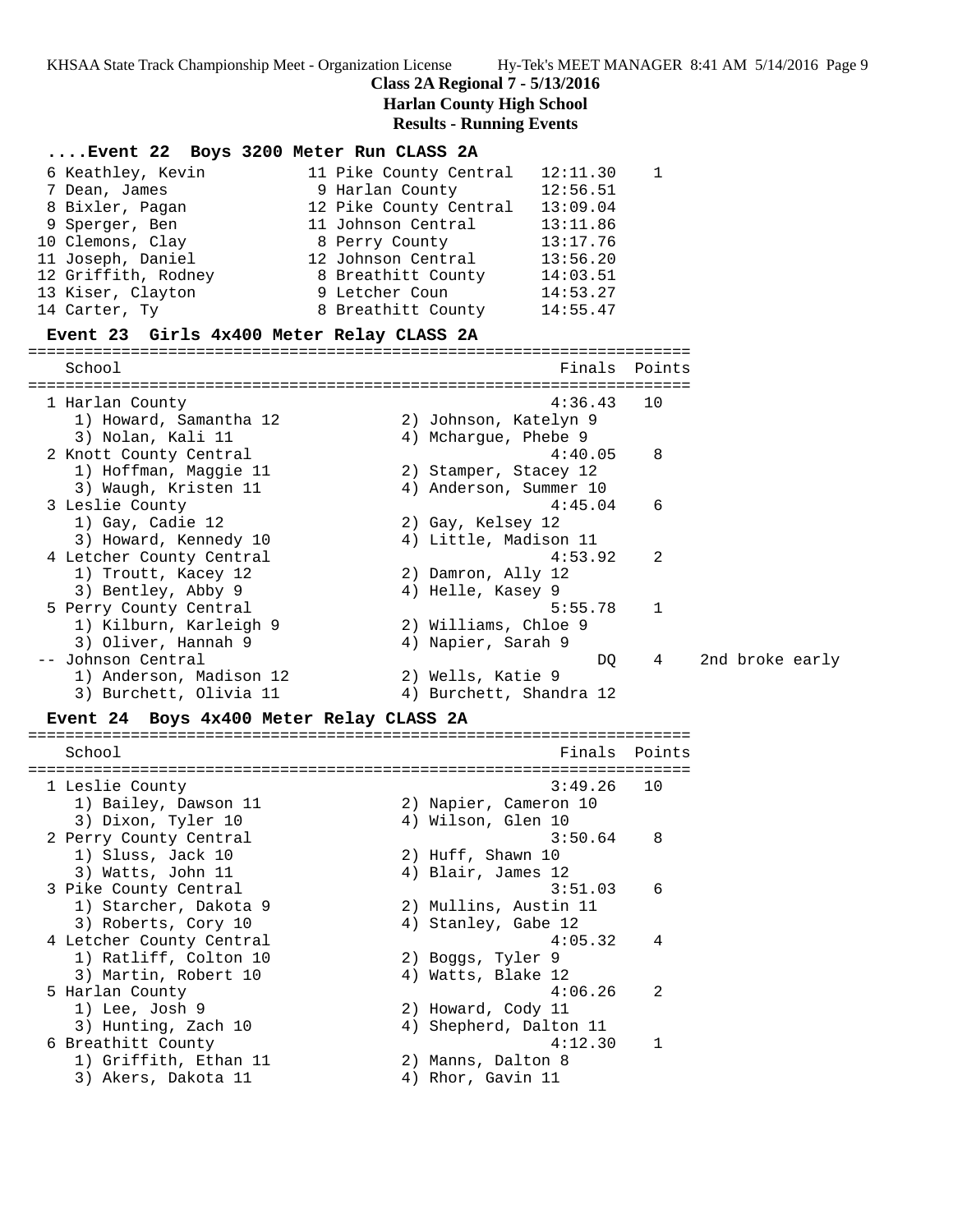**Class 2A Regional 7 - 5/13/2016**
**Harlan County High School**
**Results - Running Events**

### ....Event 22 Boys 3200 Meter Run CLASS 2A

| Place | Name | Year | School | Finals | Points |
|---|---|---|---|---|---|
| 6 | Keathley, Kevin | 11 | Pike County Central | 12:11.30 | 1 |
| 7 | Dean, James | 9 | Harlan County | 12:56.51 | |
| 8 | Bixler, Pagan | 12 | Pike County Central | 13:09.04 | |
| 9 | Sperger, Ben | 11 | Johnson Central | 13:11.86 | |
| 10 | Clemons, Clay | 8 | Perry County | 13:17.76 | |
| 11 | Joseph, Daniel | 12 | Johnson Central | 13:56.20 | |
| 12 | Griffith, Rodney | 8 | Breathitt County | 14:03.51 | |
| 13 | Kiser, Clayton | 9 | Letcher Coun | 14:53.27 | |
| 14 | Carter, Ty | 8 | Breathitt County | 14:55.47 | |

### Event 23 Girls 4x400 Meter Relay CLASS 2A

| Place | School | Finals | Points | |
|---|---|---|---|---|
| 1 | Harlan County | 4:36.43 | 10 | |
| | 1) Howard, Samantha 12; 2) Johnson, Katelyn 9; 3) Nolan, Kali 11; 4) Mchargue, Phebe 9 | | | |
| 2 | Knott County Central | 4:40.05 | 8 | |
| | 1) Hoffman, Maggie 11; 2) Stamper, Stacey 12; 3) Waugh, Kristen 11; 4) Anderson, Summer 10 | | | |
| 3 | Leslie County | 4:45.04 | 6 | |
| | 1) Gay, Cadie 12; 2) Gay, Kelsey 12; 3) Howard, Kennedy 10; 4) Little, Madison 11 | | | |
| 4 | Letcher County Central | 4:53.92 | 2 | |
| | 1) Troutt, Kacey 12; 2) Damron, Ally 12; 3) Bentley, Abby 9; 4) Helle, Kasey 9 | | | |
| 5 | Perry County Central | 5:55.78 | 1 | |
| | 1) Kilburn, Karleigh 9; 2) Williams, Chloe 9; 3) Oliver, Hannah 9; 4) Napier, Sarah 9 | | | |
| -- | Johnson Central | DQ | 4 | 2nd broke early |
| | 1) Anderson, Madison 12; 2) Wells, Katie 9; 3) Burchett, Olivia 11; 4) Burchett, Shandra 12 | | | |

### Event 24 Boys 4x400 Meter Relay CLASS 2A

| Place | School | Finals | Points |
|---|---|---|---|
| 1 | Leslie County | 3:49.26 | 10 |
| | 1) Bailey, Dawson 11; 2) Napier, Cameron 10; 3) Dixon, Tyler 10; 4) Wilson, Glen 10 | | |
| 2 | Perry County Central | 3:50.64 | 8 |
| | 1) Sluss, Jack 10; 2) Huff, Shawn 10; 3) Watts, John 11; 4) Blair, James 12 | | |
| 3 | Pike County Central | 3:51.03 | 6 |
| | 1) Starcher, Dakota 9; 2) Mullins, Austin 11; 3) Roberts, Cory 10; 4) Stanley, Gabe 12 | | |
| 4 | Letcher County Central | 4:05.32 | 4 |
| | 1) Ratliff, Colton 10; 2) Boggs, Tyler 9; 3) Martin, Robert 10; 4) Watts, Blake 12 | | |
| 5 | Harlan County | 4:06.26 | 2 |
| | 1) Lee, Josh 9; 2) Howard, Cody 11; 3) Hunting, Zach 10; 4) Shepherd, Dalton 11 | | |
| 6 | Breathitt County | 4:12.30 | 1 |
| | 1) Griffith, Ethan 11; 2) Manns, Dalton 8; 3) Akers, Dakota 11; 4) Rhor, Gavin 11 | | |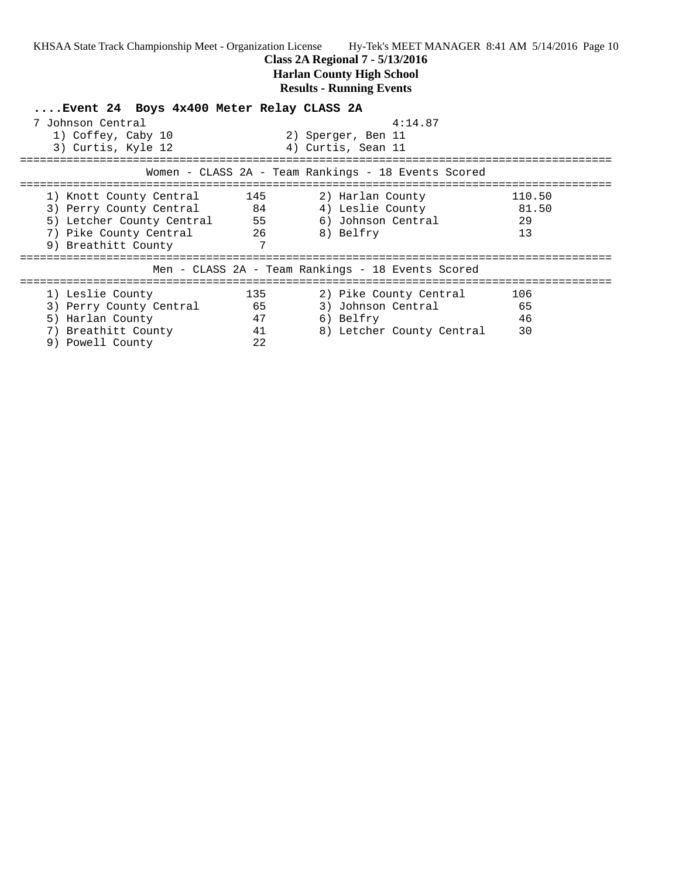### Class 2A Regional 7 - 5/13/2016
### Harlan County High School
### Results - Running Events

**....Event 24 Boys 4x400 Meter Relay CLASS 2A**

```
 7 Johnson Central                                     4:14.87
    1) Coffey, Caby 10                 2) Sperger, Ben 11
    3) Curtis, Kyle 12                 4) Curtis, Sean 11
```

**Women - CLASS 2A - Team Rankings - 18 Events Scored**

| | | | |
|---|---|---|---|
| 1) Knott County Central | 145 | 2) Harlan County | 110.50 |
| 3) Perry County Central | 84 | 4) Leslie County | 81.50 |
| 5) Letcher County Central | 55 | 6) Johnson Central | 29 |
| 7) Pike County Central | 26 | 8) Belfry | 13 |
| 9) Breathitt County | 7 | | |

**Men - CLASS 2A - Team Rankings - 18 Events Scored**

| | | | |
|---|---|---|---|
| 1) Leslie County | 135 | 2) Pike County Central | 106 |
| 3) Perry County Central | 65 | 3) Johnson Central | 65 |
| 5) Harlan County | 47 | 6) Belfry | 46 |
| 7) Breathitt County | 41 | 8) Letcher County Central | 30 |
| 9) Powell County | 22 | | |